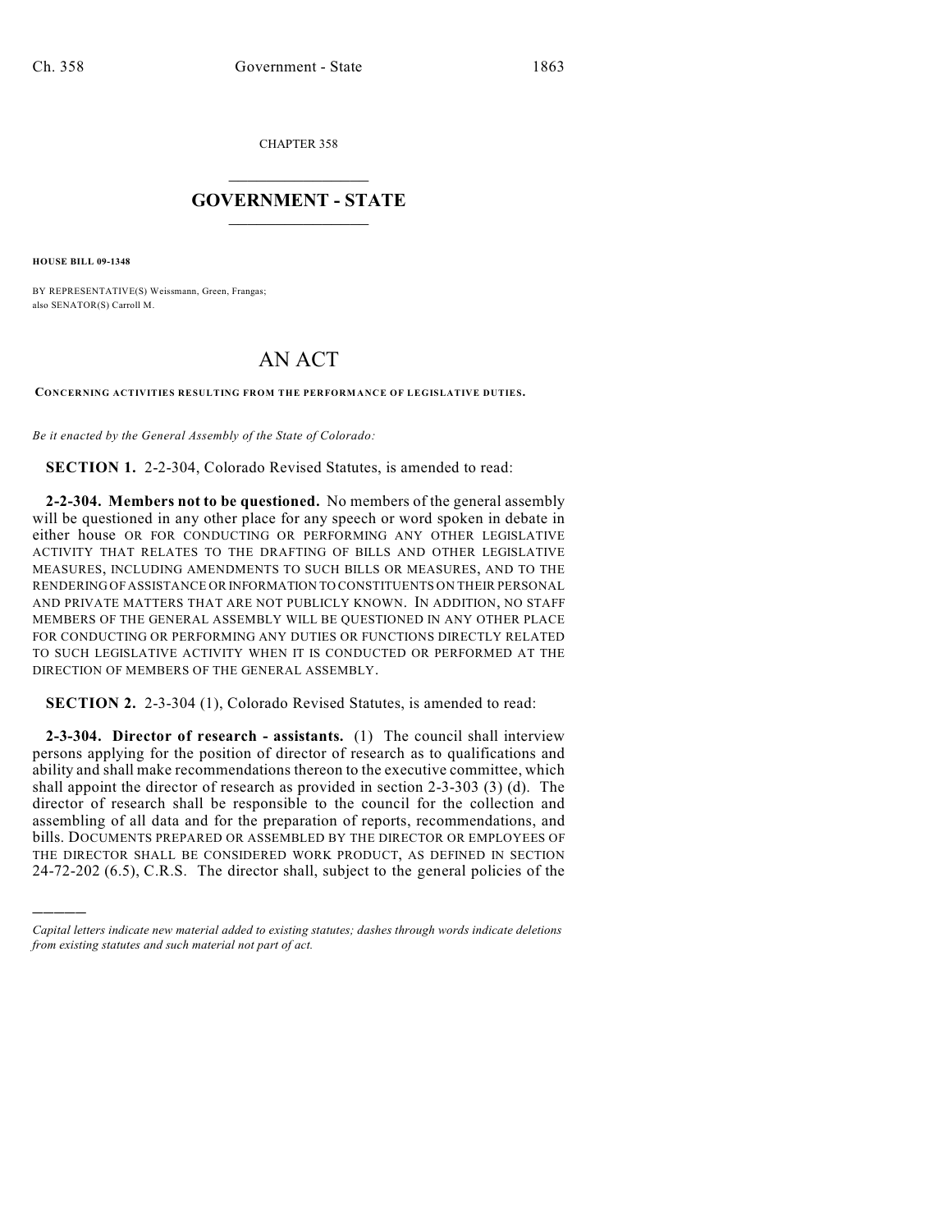CHAPTER 358

# GOVERNMENT - STATE

**HOUSE BILL 09-1348**

BY REPRESENTATIVE(S) Weissmann, Green, Frangas;
also SENATOR(S) Carroll M.

# AN ACT

**CONCERNING ACTIVITIES RESULTING FROM THE PERFORMANCE OF LEGISLATIVE DUTIES.**

*Be it enacted by the General Assembly of the State of Colorado:*

**SECTION 1.** 2-2-304, Colorado Revised Statutes, is amended to read:

**2-2-304. Members not to be questioned.** No members of the general assembly will be questioned in any other place for any speech or word spoken in debate in either house OR FOR CONDUCTING OR PERFORMING ANY OTHER LEGISLATIVE ACTIVITY THAT RELATES TO THE DRAFTING OF BILLS AND OTHER LEGISLATIVE MEASURES, INCLUDING AMENDMENTS TO SUCH BILLS OR MEASURES, AND TO THE RENDERING OF ASSISTANCE OR INFORMATION TO CONSTITUENTS ON THEIR PERSONAL AND PRIVATE MATTERS THAT ARE NOT PUBLICLY KNOWN. IN ADDITION, NO STAFF MEMBERS OF THE GENERAL ASSEMBLY WILL BE QUESTIONED IN ANY OTHER PLACE FOR CONDUCTING OR PERFORMING ANY DUTIES OR FUNCTIONS DIRECTLY RELATED TO SUCH LEGISLATIVE ACTIVITY WHEN IT IS CONDUCTED OR PERFORMED AT THE DIRECTION OF MEMBERS OF THE GENERAL ASSEMBLY.

**SECTION 2.** 2-3-304 (1), Colorado Revised Statutes, is amended to read:

**2-3-304. Director of research - assistants.** (1) The council shall interview persons applying for the position of director of research as to qualifications and ability and shall make recommendations thereon to the executive committee, which shall appoint the director of research as provided in section 2-3-303 (3) (d). The director of research shall be responsible to the council for the collection and assembling of all data and for the preparation of reports, recommendations, and bills. DOCUMENTS PREPARED OR ASSEMBLED BY THE DIRECTOR OR EMPLOYEES OF THE DIRECTOR SHALL BE CONSIDERED WORK PRODUCT, AS DEFINED IN SECTION 24-72-202 (6.5), C.R.S. The director shall, subject to the general policies of the

---

*Capital letters indicate new material added to existing statutes; dashes through words indicate deletions from existing statutes and such material not part of act.*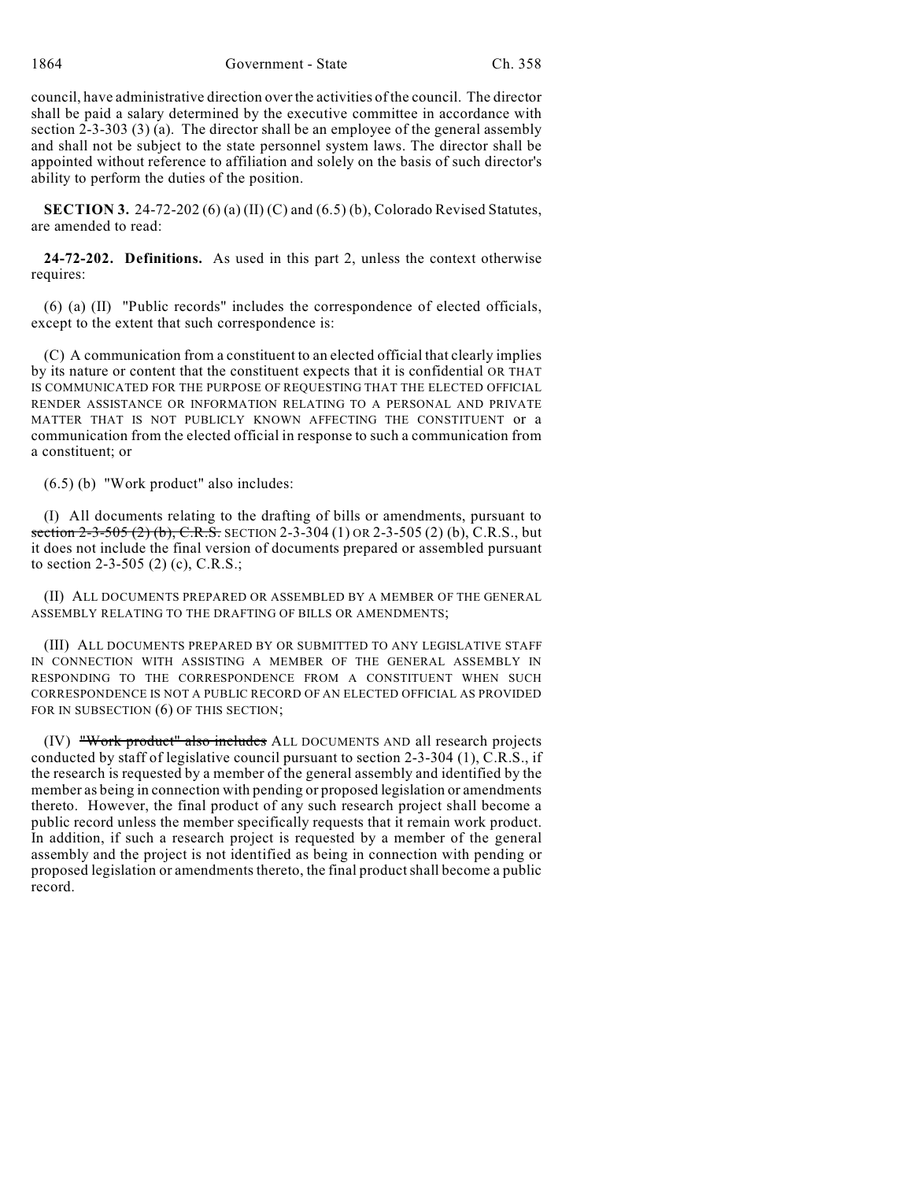council, have administrative direction over the activities of the council. The director shall be paid a salary determined by the executive committee in accordance with section 2-3-303 (3) (a). The director shall be an employee of the general assembly and shall not be subject to the state personnel system laws. The director shall be appointed without reference to affiliation and solely on the basis of such director's ability to perform the duties of the position.

**SECTION 3.** 24-72-202 (6) (a) (II) (C) and (6.5) (b), Colorado Revised Statutes, are amended to read:

**24-72-202. Definitions.** As used in this part 2, unless the context otherwise requires:

(6) (a) (II) "Public records" includes the correspondence of elected officials, except to the extent that such correspondence is:

(C) A communication from a constituent to an elected official that clearly implies by its nature or content that the constituent expects that it is confidential OR THAT IS COMMUNICATED FOR THE PURPOSE OF REQUESTING THAT THE ELECTED OFFICIAL RENDER ASSISTANCE OR INFORMATION RELATING TO A PERSONAL AND PRIVATE MATTER THAT IS NOT PUBLICLY KNOWN AFFECTING THE CONSTITUENT or a communication from the elected official in response to such a communication from a constituent; or

(6.5) (b) "Work product" also includes:

(I) All documents relating to the drafting of bills or amendments, pursuant to ~~section 2-3-505 (2) (b), C.R.S.~~ SECTION 2-3-304 (1) OR 2-3-505 (2) (b), C.R.S., but it does not include the final version of documents prepared or assembled pursuant to section 2-3-505 (2) (c), C.R.S.;

(II) ALL DOCUMENTS PREPARED OR ASSEMBLED BY A MEMBER OF THE GENERAL ASSEMBLY RELATING TO THE DRAFTING OF BILLS OR AMENDMENTS;

(III) ALL DOCUMENTS PREPARED BY OR SUBMITTED TO ANY LEGISLATIVE STAFF IN CONNECTION WITH ASSISTING A MEMBER OF THE GENERAL ASSEMBLY IN RESPONDING TO THE CORRESPONDENCE FROM A CONSTITUENT WHEN SUCH CORRESPONDENCE IS NOT A PUBLIC RECORD OF AN ELECTED OFFICIAL AS PROVIDED FOR IN SUBSECTION (6) OF THIS SECTION;

(IV) ~~"Work product" also includes~~ ALL DOCUMENTS AND all research projects conducted by staff of legislative council pursuant to section 2-3-304 (1), C.R.S., if the research is requested by a member of the general assembly and identified by the member as being in connection with pending or proposed legislation or amendments thereto. However, the final product of any such research project shall become a public record unless the member specifically requests that it remain work product. In addition, if such a research project is requested by a member of the general assembly and the project is not identified as being in connection with pending or proposed legislation or amendments thereto, the final product shall become a public record.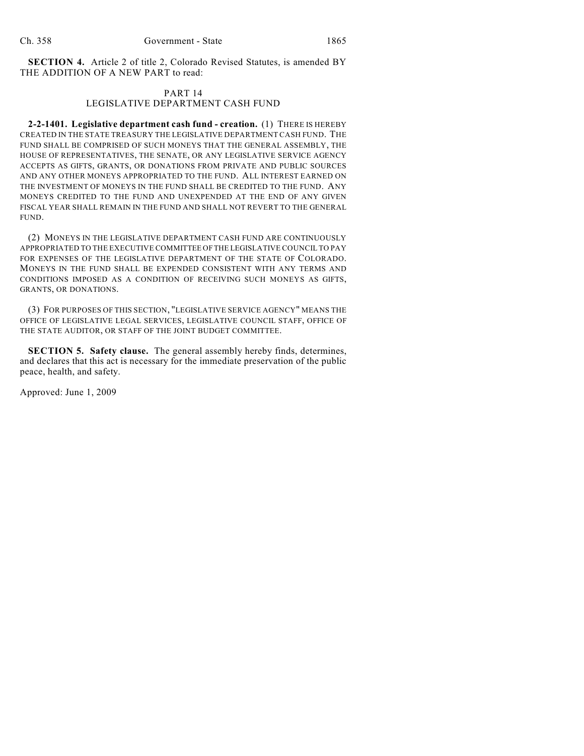**SECTION 4.** Article 2 of title 2, Colorado Revised Statutes, is amended BY THE ADDITION OF A NEW PART to read:

PART 14
LEGISLATIVE DEPARTMENT CASH FUND

**2-2-1401. Legislative department cash fund - creation.** (1) THERE IS HEREBY CREATED IN THE STATE TREASURY THE LEGISLATIVE DEPARTMENT CASH FUND. THE FUND SHALL BE COMPRISED OF SUCH MONEYS THAT THE GENERAL ASSEMBLY, THE HOUSE OF REPRESENTATIVES, THE SENATE, OR ANY LEGISLATIVE SERVICE AGENCY ACCEPTS AS GIFTS, GRANTS, OR DONATIONS FROM PRIVATE AND PUBLIC SOURCES AND ANY OTHER MONEYS APPROPRIATED TO THE FUND. ALL INTEREST EARNED ON THE INVESTMENT OF MONEYS IN THE FUND SHALL BE CREDITED TO THE FUND. ANY MONEYS CREDITED TO THE FUND AND UNEXPENDED AT THE END OF ANY GIVEN FISCAL YEAR SHALL REMAIN IN THE FUND AND SHALL NOT REVERT TO THE GENERAL FUND.

(2) MONEYS IN THE LEGISLATIVE DEPARTMENT CASH FUND ARE CONTINUOUSLY APPROPRIATED TO THE EXECUTIVE COMMITTEE OF THE LEGISLATIVE COUNCIL TO PAY FOR EXPENSES OF THE LEGISLATIVE DEPARTMENT OF THE STATE OF COLORADO. MONEYS IN THE FUND SHALL BE EXPENDED CONSISTENT WITH ANY TERMS AND CONDITIONS IMPOSED AS A CONDITION OF RECEIVING SUCH MONEYS AS GIFTS, GRANTS, OR DONATIONS.

(3) FOR PURPOSES OF THIS SECTION, "LEGISLATIVE SERVICE AGENCY" MEANS THE OFFICE OF LEGISLATIVE LEGAL SERVICES, LEGISLATIVE COUNCIL STAFF, OFFICE OF THE STATE AUDITOR, OR STAFF OF THE JOINT BUDGET COMMITTEE.

**SECTION 5. Safety clause.** The general assembly hereby finds, determines, and declares that this act is necessary for the immediate preservation of the public peace, health, and safety.

Approved: June 1, 2009